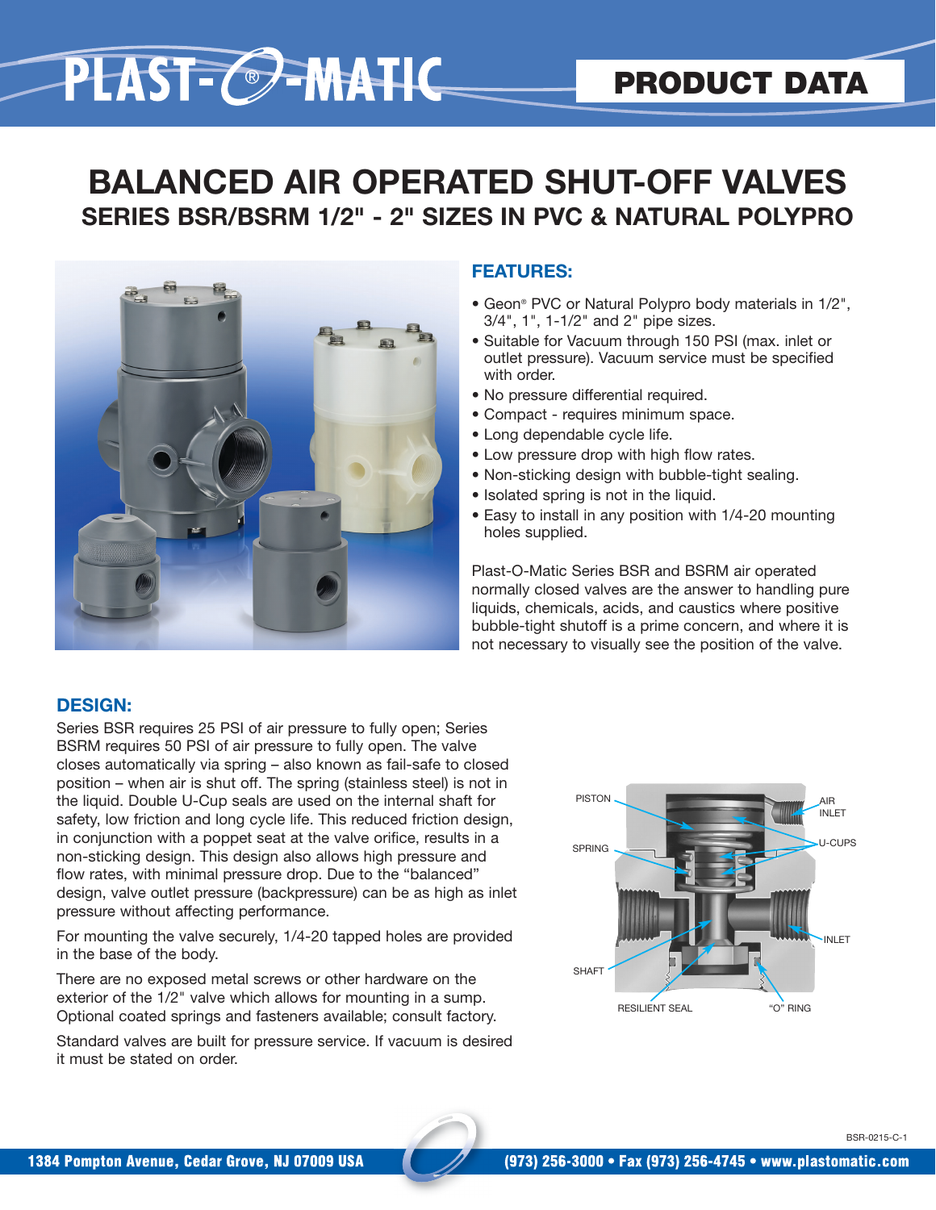# PLAST-O-MATIC

## PRODUCT DATA

# BALANCED AIR OPERATED SHUT-OFF VALVES

## SERIES BSR/BSRM 1/2" - 2" SIZES IN PVC & NATURAL POLYPRO

### FEATURES:

- Geon® PVC or Natural Polypro body materials in 1/2", 3/4", 1", 1-1/2" and 2" pipe sizes.
- Suitable for Vacuum through 150 PSI (max. inlet or outlet pressure). Vacuum service must be specified with order.
- No pressure differential required.
- Compact - requires minimum space.
- Long dependable cycle life.
- Low pressure drop with high flow rates.
- Non-sticking design with bubble-tight sealing.
- Isolated spring is not in the liquid.
- Easy to install in any position with 1/4-20 mounting holes supplied.

Plast-O-Matic Series BSR and BSRM air operated normally closed valves are the answer to handling pure liquids, chemicals, acids, and caustics where positive bubble-tight shutoff is a prime concern, and where it is not necessary to visually see the position of the valve.

### DESIGN:

Series BSR requires 25 PSI of air pressure to fully open; Series BSRM requires 50 PSI of air pressure to fully open. The valve closes automatically via spring – also known as fail-safe to closed position – when air is shut off. The spring (stainless steel) is not in the liquid. Double U-Cup seals are used on the internal shaft for safety, low friction and long cycle life. This reduced friction design, in conjunction with a poppet seat at the valve orifice, results in a non-sticking design. This design also allows high pressure and flow rates, with minimal pressure drop. Due to the "balanced" design, valve outlet pressure (backpressure) can be as high as inlet pressure without affecting performance.

For mounting the valve securely, 1/4-20 tapped holes are provided in the base of the body.

There are no exposed metal screws or other hardware on the exterior of the 1/2" valve which allows for mounting in a sump. Optional coated springs and fasteners available; consult factory.

Standard valves are built for pressure service. If vacuum is desired it must be stated on order.

PISTON, AIR INLET, SPRING, U-CUPS, INLET, SHAFT, RESILIENT SEAL, "O" RING

BSR-0215-C-1

1384 Pompton Avenue, Cedar Grove, NJ 07009 USA (973) 256-3000 • Fax (973) 256-4745 • www.plastomatic.com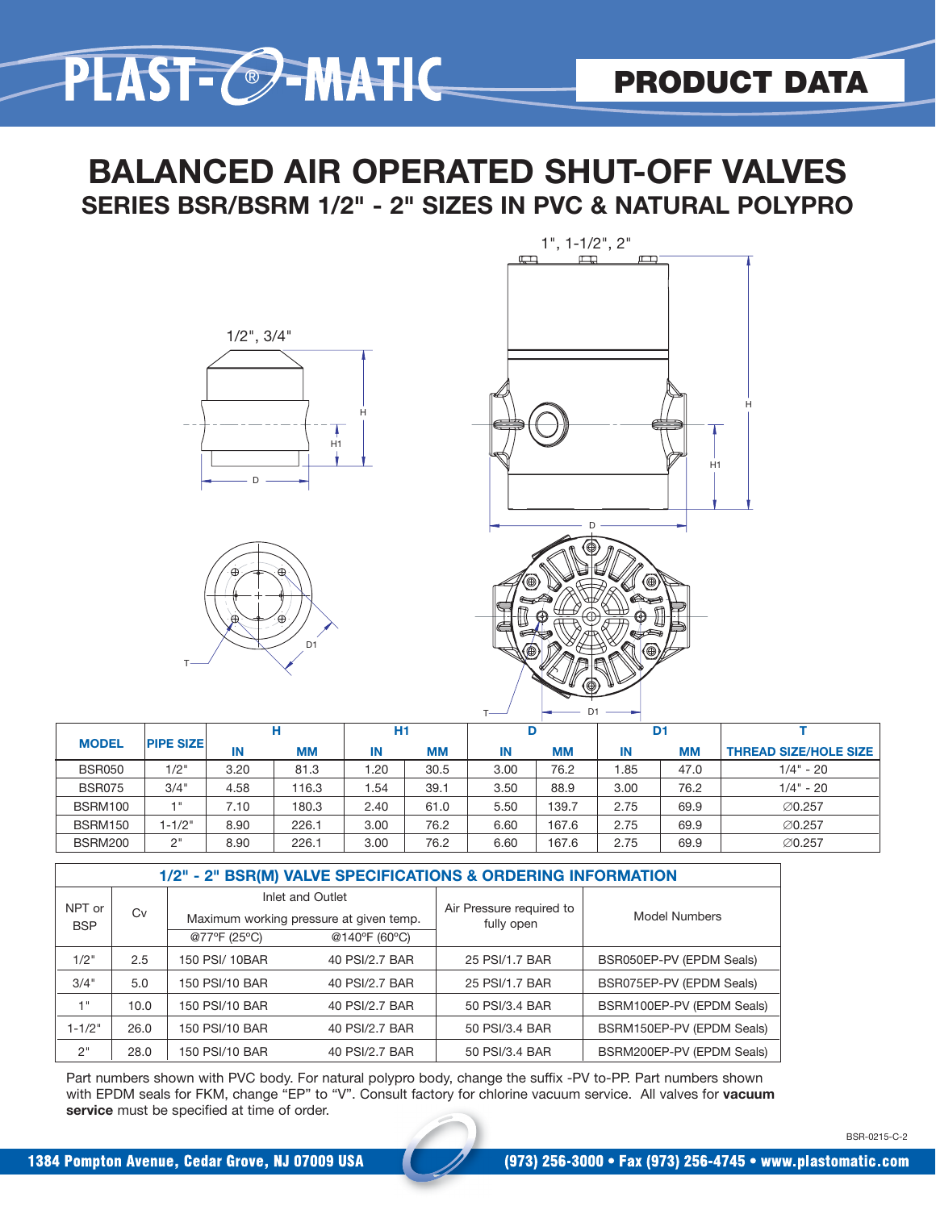# BALANCED AIR OPERATED SHUT-OFF VALVES

## SERIES BSR/BSRM 1/2" - 2" SIZES IN PVC & NATURAL POLYPRO

1/2", 3/4"

1", 1-1/2", 2"

H

H1

D

D1

T

| MODEL | PIPE SIZE | H | | H1 | | D | | D1 | | T |
|---|---|---|---|---|---|---|---|---|---|---|
| | | IN | MM | IN | MM | IN | MM | IN | MM | THREAD SIZE/HOLE SIZE |
| BSR050 | 1/2" | 3.20 | 81.3 | 1.20 | 30.5 | 3.00 | 76.2 | 1.85 | 47.0 | 1/4" - 20 |
| BSR075 | 3/4" | 4.58 | 116.3 | 1.54 | 39.1 | 3.50 | 88.9 | 3.00 | 76.2 | 1/4" - 20 |
| BSRM100 | 1" | 7.10 | 180.3 | 2.40 | 61.0 | 5.50 | 139.7 | 2.75 | 69.9 | ∅0.257 |
| BSRM150 | 1-1/2" | 8.90 | 226.1 | 3.00 | 76.2 | 6.60 | 167.6 | 2.75 | 69.9 | ∅0.257 |
| BSRM200 | 2" | 8.90 | 226.1 | 3.00 | 76.2 | 6.60 | 167.6 | 2.75 | 69.9 | ∅0.257 |

### 1/2" - 2" BSR(M) VALVE SPECIFICATIONS & ORDERING INFORMATION

| NPT or BSP | Cv | Inlet and Outlet Maximum working pressure at given temp. | | Air Pressure required to fully open | Model Numbers |
|---|---|---|---|---|---|
| | | @77°F (25°C) | @140°F (60°C) | | |
| 1/2" | 2.5 | 150 PSI/ 10BAR | 40 PSI/2.7 BAR | 25 PSI/1.7 BAR | BSR050EP-PV (EPDM Seals) |
| 3/4" | 5.0 | 150 PSI/10 BAR | 40 PSI/2.7 BAR | 25 PSI/1.7 BAR | BSR075EP-PV (EPDM Seals) |
| 1" | 10.0 | 150 PSI/10 BAR | 40 PSI/2.7 BAR | 50 PSI/3.4 BAR | BSRM100EP-PV (EPDM Seals) |
| 1-1/2" | 26.0 | 150 PSI/10 BAR | 40 PSI/2.7 BAR | 50 PSI/3.4 BAR | BSRM150EP-PV (EPDM Seals) |
| 2" | 28.0 | 150 PSI/10 BAR | 40 PSI/2.7 BAR | 50 PSI/3.4 BAR | BSRM200EP-PV (EPDM Seals) |

Part numbers shown with PVC body. For natural polypro body, change the suffix -PV to-PP. Part numbers shown with EPDM seals for FKM, change "EP" to "V". Consult factory for chlorine vacuum service. All valves for **vacuum service** must be specified at time of order.

BSR-0215-C-2